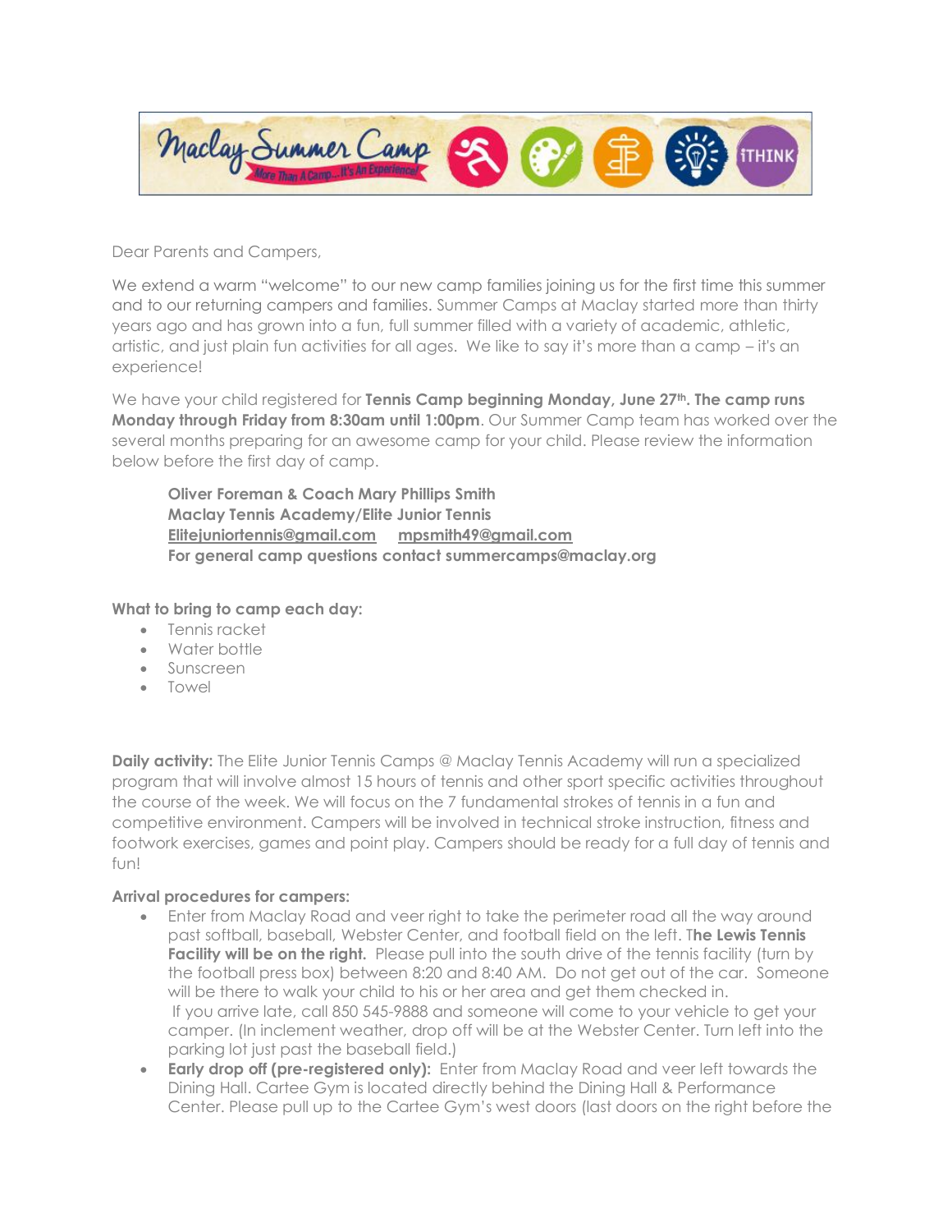Dear Parents and Campers,

We extend a warm "welcome" to our new camp families joining us for the first time this summer and to our returning campers and families. Summer Camps at Maclay started more than thirty years ago and has grown into a fun, full summer filled with a variety of academic, athletic, artistic, and just plain fun activities for all ages. We like to say it's more than a camp – it's an experience!

We have your child registered for **Tennis Camp beginning Monday, June 27th. The camp runs Monday through Friday from 8:30am until 1:00pm**. Our Summer Camp team has worked over the several months preparing for an awesome camp for your child. Please review the information below before the first day of camp.

> **Oliver Foreman & Coach Mary Phillips Smith**
> **Maclay Tennis Academy/Elite Junior Tennis**
> **Elitejuniortennis@gmail.com** **mpsmith49@gmail.com**
> **For general camp questions contact summercamps@maclay.org**

**What to bring to camp each day:**

- Tennis racket
- Water bottle
- Sunscreen
- Towel

**Daily activity:** The Elite Junior Tennis Camps @ Maclay Tennis Academy will run a specialized program that will involve almost 15 hours of tennis and other sport specific activities throughout the course of the week. We will focus on the 7 fundamental strokes of tennis in a fun and competitive environment. Campers will be involved in technical stroke instruction, fitness and footwork exercises, games and point play. Campers should be ready for a full day of tennis and fun!

**Arrival procedures for campers:**

- Enter from Maclay Road and veer right to take the perimeter road all the way around past softball, baseball, Webster Center, and football field on the left. T**he Lewis Tennis Facility will be on the right.** Please pull into the south drive of the tennis facility (turn by the football press box) between 8:20 and 8:40 AM. Do not get out of the car. Someone will be there to walk your child to his or her area and get them checked in.
  If you arrive late, call 850 545-9888 and someone will come to your vehicle to get your camper. (In inclement weather, drop off will be at the Webster Center. Turn left into the parking lot just past the baseball field.)
- **Early drop off (pre-registered only):** Enter from Maclay Road and veer left towards the Dining Hall. Cartee Gym is located directly behind the Dining Hall & Performance Center. Please pull up to the Cartee Gym's west doors (last doors on the right before the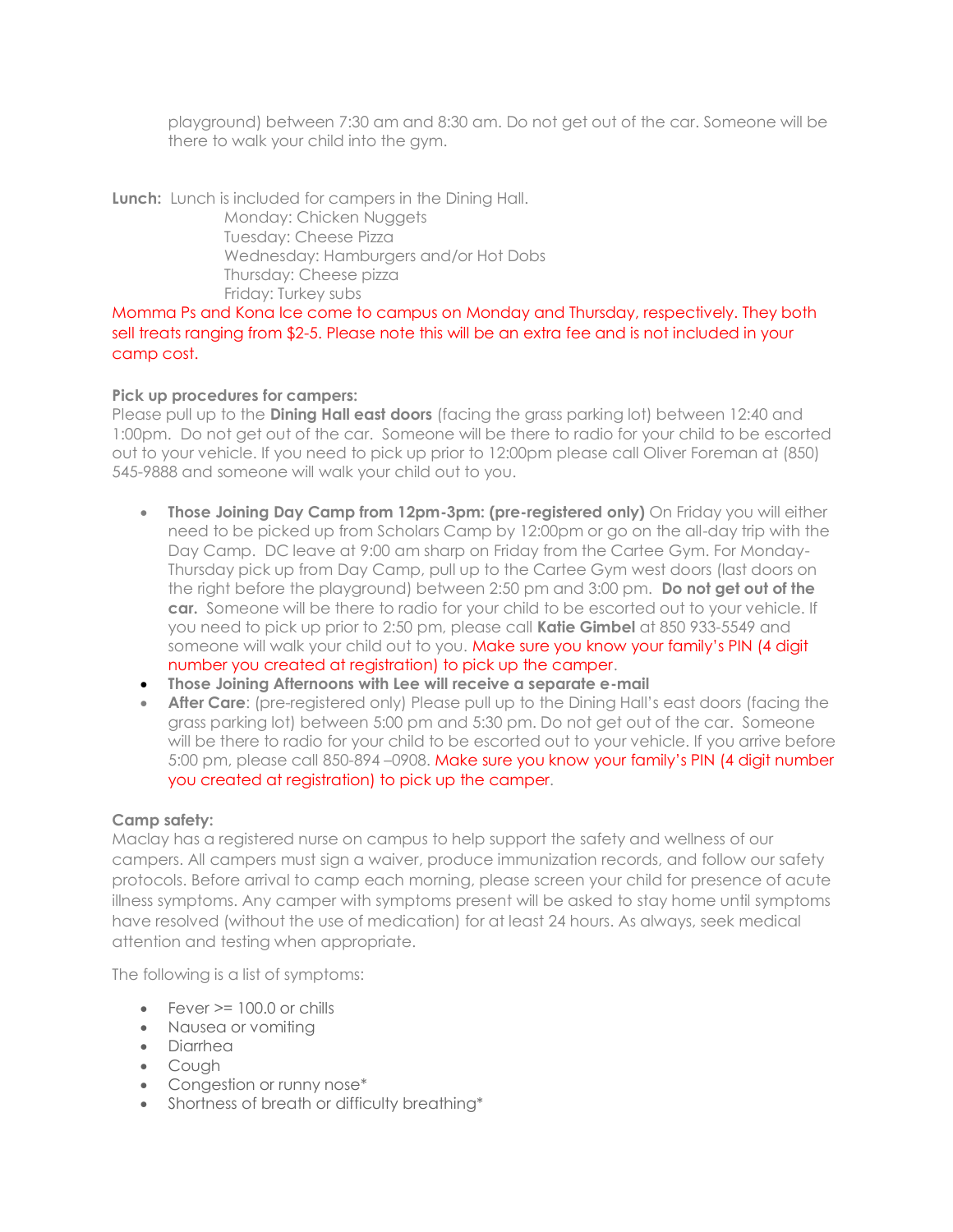playground) between 7:30 am and 8:30 am. Do not get out of the car. Someone will be there to walk your child into the gym.

**Lunch:** Lunch is included for campers in the Dining Hall.

Monday: Chicken Nuggets
Tuesday: Cheese Pizza
Wednesday: Hamburgers and/or Hot Dobs
Thursday: Cheese pizza
Friday: Turkey subs

Momma Ps and Kona Ice come to campus on Monday and Thursday, respectively. They both sell treats ranging from $2-5. Please note this will be an extra fee and is not included in your camp cost.

**Pick up procedures for campers:**
Please pull up to the **Dining Hall east doors** (facing the grass parking lot) between 12:40 and 1:00pm. Do not get out of the car. Someone will be there to radio for your child to be escorted out to your vehicle. If you need to pick up prior to 12:00pm please call Oliver Foreman at (850) 545-9888 and someone will walk your child out to you.

- **Those Joining Day Camp from 12pm-3pm: (pre-registered only)** On Friday you will either need to be picked up from Scholars Camp by 12:00pm or go on the all-day trip with the Day Camp. DC leave at 9:00 am sharp on Friday from the Cartee Gym. For Monday-Thursday pick up from Day Camp, pull up to the Cartee Gym west doors (last doors on the right before the playground) between 2:50 pm and 3:00 pm. **Do not get out of the car.** Someone will be there to radio for your child to be escorted out to your vehicle. If you need to pick up prior to 2:50 pm, please call **Katie Gimbel** at 850 933-5549 and someone will walk your child out to you. Make sure you know your family's PIN (4 digit number you created at registration) to pick up the camper.
- **Those Joining Afternoons with Lee will receive a separate e-mail**
- **After Care**: (pre-registered only) Please pull up to the Dining Hall's east doors (facing the grass parking lot) between 5:00 pm and 5:30 pm. Do not get out of the car. Someone will be there to radio for your child to be escorted out to your vehicle. If you arrive before 5:00 pm, please call 850-894 –0908. Make sure you know your family's PIN (4 digit number you created at registration) to pick up the camper.

**Camp safety:**
Maclay has a registered nurse on campus to help support the safety and wellness of our campers. All campers must sign a waiver, produce immunization records, and follow our safety protocols. Before arrival to camp each morning, please screen your child for presence of acute illness symptoms. Any camper with symptoms present will be asked to stay home until symptoms have resolved (without the use of medication) for at least 24 hours. As always, seek medical attention and testing when appropriate.

The following is a list of symptoms:

- Fever >= 100.0 or chills
- Nausea or vomiting
- Diarrhea
- Cough
- Congestion or runny nose*
- Shortness of breath or difficulty breathing*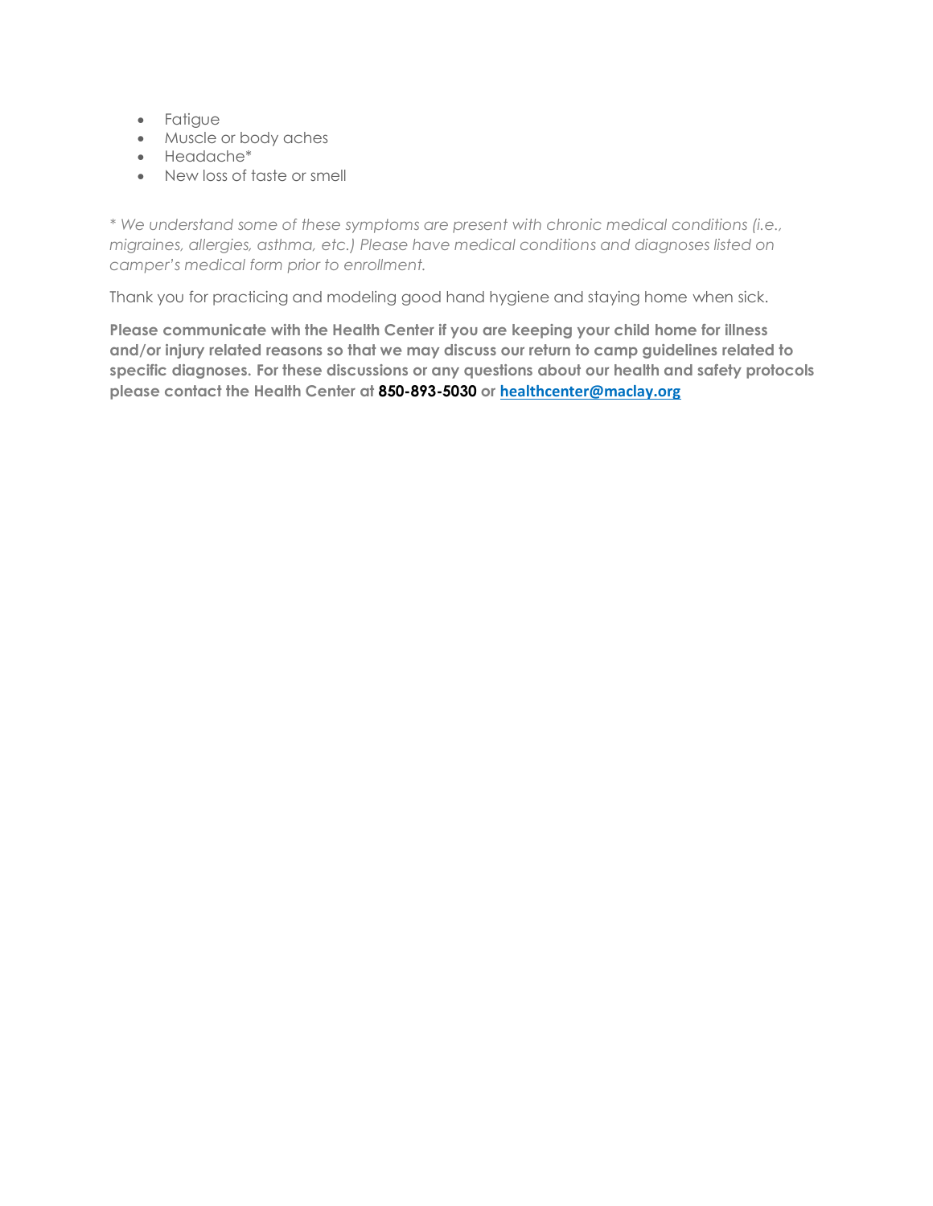- Fatigue
- Muscle or body aches
- Headache*
- New loss of taste or smell

*\* We understand some of these symptoms are present with chronic medical conditions (i.e., migraines, allergies, asthma, etc.) Please have medical conditions and diagnoses listed on camper's medical form prior to enrollment.*

Thank you for practicing and modeling good hand hygiene and staying home when sick.

**Please communicate with the Health Center if you are keeping your child home for illness and/or injury related reasons so that we may discuss our return to camp guidelines related to specific diagnoses. For these discussions or any questions about our health and safety protocols please contact the Health Center at 850-893-5030 or [healthcenter@maclay.org](mailto:healthcenter@maclay.org)**